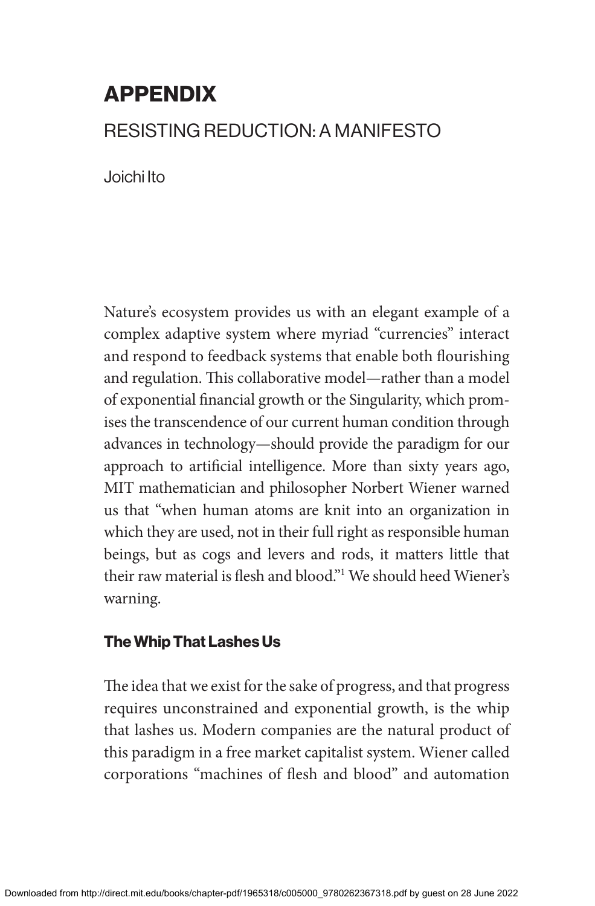# APPENDIX

## RESISTING REDUCTION: A MANIFESTO

Joichi Ito

Nature's ecosystem provides us with an elegant example of a complex adaptive system where myriad "currencies" interact and respond to feedback systems that enable both flourishing and regulation. This collaborative model—rather than a model of exponential financial growth or the Singularity, which promises the transcendence of our current human condition through advances in technology—should provide the paradigm for our approach to artificial intelligence. More than sixty years ago, MIT mathematician and philosopher Norbert Wiener warned us that "when human atoms are knit into an organization in which they are used, not in their full right as responsible human beings, but as cogs and levers and rods, it matters little that their raw material is flesh and blood."[1] We should heed Wiener's warning.

### The Whip That Lashes Us

The idea that we exist for the sake of progress, and that progress requires unconstrained and exponential growth, is the whip that lashes us. Modern companies are the natural product of this paradigm in a free market capitalist system. Wiener called corporations "machines of flesh and blood" and automation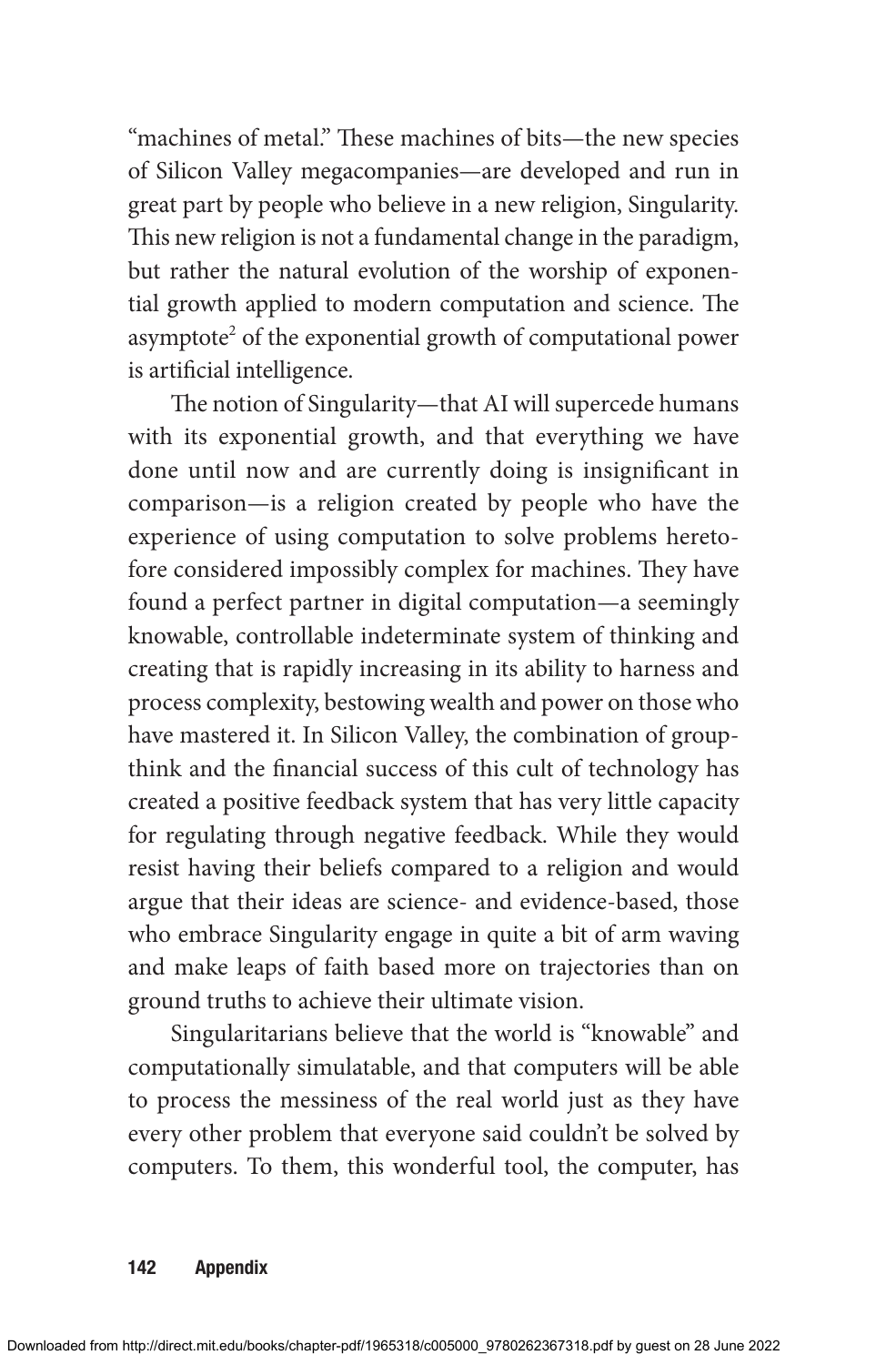"machines of metal." These machines of bits—the new species of Silicon Valley megacompanies—are developed and run in great part by people who believe in a new religion, Singularity. This new religion is not a fundamental change in the paradigm, but rather the natural evolution of the worship of exponential growth applied to modern computation and science. The asymptote[2] of the exponential growth of computational power is artificial intelligence.

The notion of Singularity—that AI will supercede humans with its exponential growth, and that everything we have done until now and are currently doing is insignificant in comparison—is a religion created by people who have the experience of using computation to solve problems heretofore considered impossibly complex for machines. They have found a perfect partner in digital computation—a seemingly knowable, controllable indeterminate system of thinking and creating that is rapidly increasing in its ability to harness and process complexity, bestowing wealth and power on those who have mastered it. In Silicon Valley, the combination of groupthink and the financial success of this cult of technology has created a positive feedback system that has very little capacity for regulating through negative feedback. While they would resist having their beliefs compared to a religion and would argue that their ideas are science- and evidence-based, those who embrace Singularity engage in quite a bit of arm waving and make leaps of faith based more on trajectories than on ground truths to achieve their ultimate vision.

Singularitarians believe that the world is "knowable" and computationally simulatable, and that computers will be able to process the messiness of the real world just as they have every other problem that everyone said couldn't be solved by computers. To them, this wonderful tool, the computer, has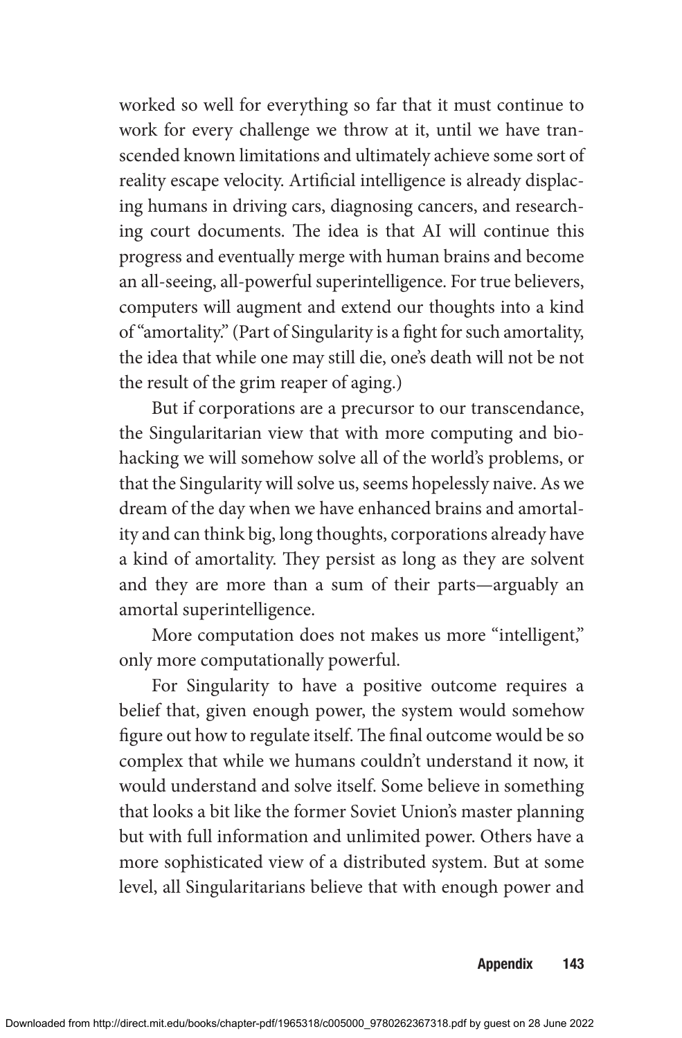worked so well for everything so far that it must continue to work for every challenge we throw at it, until we have transcended known limitations and ultimately achieve some sort of reality escape velocity. Artificial intelligence is already displacing humans in driving cars, diagnosing cancers, and researching court documents. The idea is that AI will continue this progress and eventually merge with human brains and become an all-seeing, all-powerful superintelligence. For true believers, computers will augment and extend our thoughts into a kind of "amortality." (Part of Singularity is a fight for such amortality, the idea that while one may still die, one's death will not be not the result of the grim reaper of aging.)

But if corporations are a precursor to our transcendance, the Singularitarian view that with more computing and biohacking we will somehow solve all of the world's problems, or that the Singularity will solve us, seems hopelessly naive. As we dream of the day when we have enhanced brains and amortality and can think big, long thoughts, corporations already have a kind of amortality. They persist as long as they are solvent and they are more than a sum of their parts—arguably an amortal superintelligence.

More computation does not makes us more "intelligent," only more computationally powerful.

For Singularity to have a positive outcome requires a belief that, given enough power, the system would somehow figure out how to regulate itself. The final outcome would be so complex that while we humans couldn't understand it now, it would understand and solve itself. Some believe in something that looks a bit like the former Soviet Union's master planning but with full information and unlimited power. Others have a more sophisticated view of a distributed system. But at some level, all Singularitarians believe that with enough power and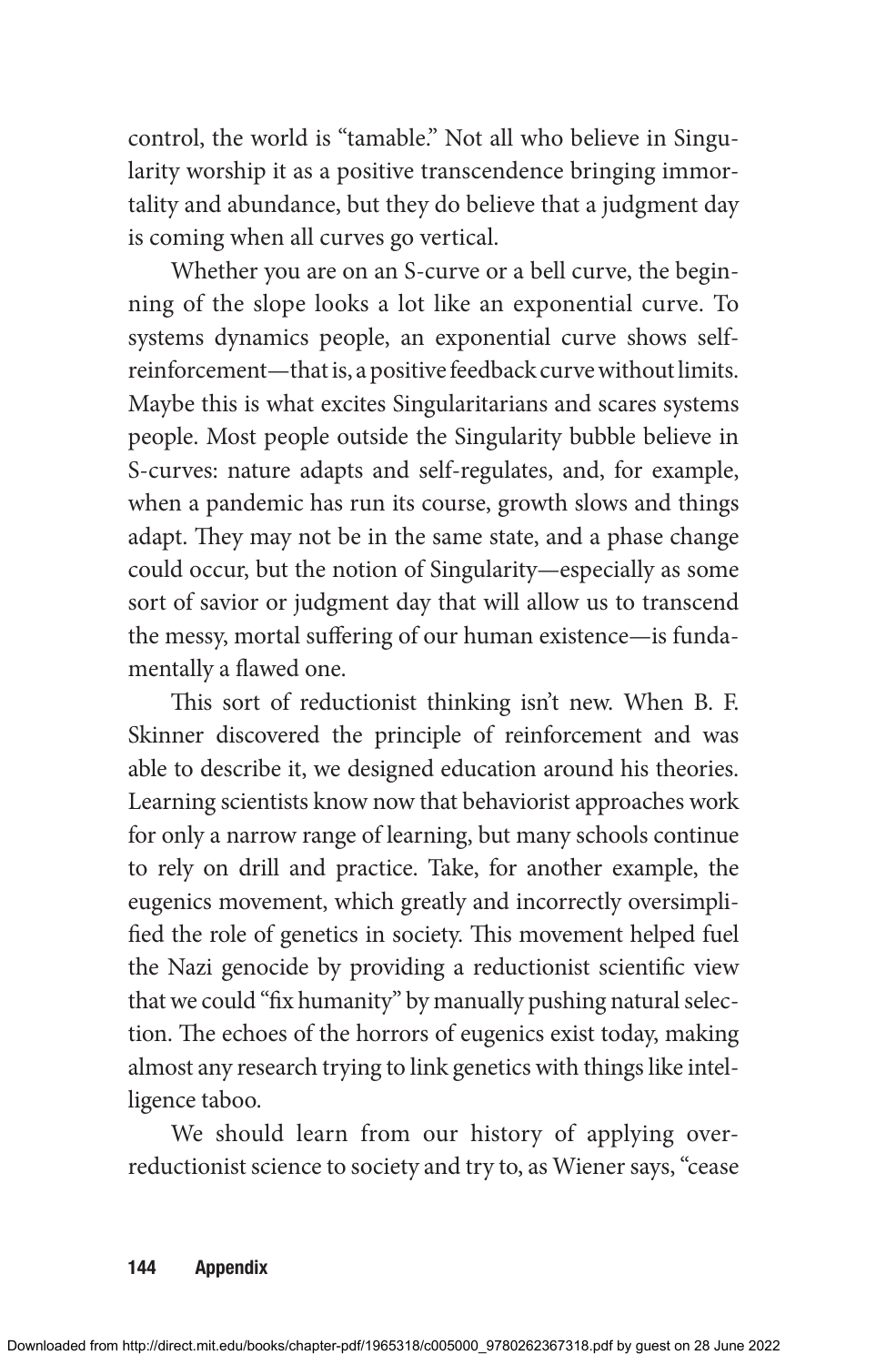control, the world is "tamable." Not all who believe in Singularity worship it as a positive transcendence bringing immortality and abundance, but they do believe that a judgment day is coming when all curves go vertical.

Whether you are on an S-curve or a bell curve, the beginning of the slope looks a lot like an exponential curve. To systems dynamics people, an exponential curve shows self-reinforcement—that is, a positive feedback curve without limits. Maybe this is what excites Singularitarians and scares systems people. Most people outside the Singularity bubble believe in S-curves: nature adapts and self-regulates, and, for example, when a pandemic has run its course, growth slows and things adapt. They may not be in the same state, and a phase change could occur, but the notion of Singularity—especially as some sort of savior or judgment day that will allow us to transcend the messy, mortal suffering of our human existence—is fundamentally a flawed one.

This sort of reductionist thinking isn't new. When B. F. Skinner discovered the principle of reinforcement and was able to describe it, we designed education around his theories. Learning scientists know now that behaviorist approaches work for only a narrow range of learning, but many schools continue to rely on drill and practice. Take, for another example, the eugenics movement, which greatly and incorrectly oversimplified the role of genetics in society. This movement helped fuel the Nazi genocide by providing a reductionist scientific view that we could "fix humanity" by manually pushing natural selection. The echoes of the horrors of eugenics exist today, making almost any research trying to link genetics with things like intelligence taboo.

We should learn from our history of applying over-reductionist science to society and try to, as Wiener says, "cease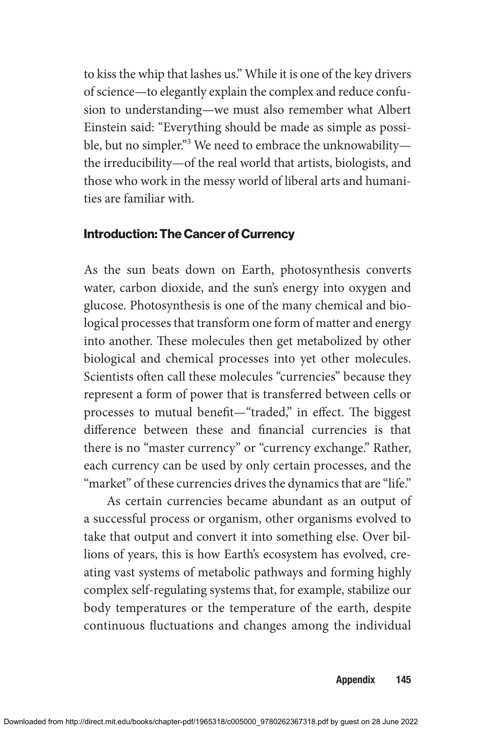to kiss the whip that lashes us." While it is one of the key drivers of science—to elegantly explain the complex and reduce confusion to understanding—we must also remember what Albert Einstein said: "Everything should be made as simple as possible, but no simpler."[3] We need to embrace the unknowability—the irreducibility—of the real world that artists, biologists, and those who work in the messy world of liberal arts and humanities are familiar with.

### Introduction: The Cancer of Currency

As the sun beats down on Earth, photosynthesis converts water, carbon dioxide, and the sun's energy into oxygen and glucose. Photosynthesis is one of the many chemical and biological processes that transform one form of matter and energy into another. These molecules then get metabolized by other biological and chemical processes into yet other molecules. Scientists often call these molecules "currencies" because they represent a form of power that is transferred between cells or processes to mutual benefit—"traded," in effect. The biggest difference between these and financial currencies is that there is no "master currency" or "currency exchange." Rather, each currency can be used by only certain processes, and the "market" of these currencies drives the dynamics that are "life."

As certain currencies became abundant as an output of a successful process or organism, other organisms evolved to take that output and convert it into something else. Over billions of years, this is how Earth's ecosystem has evolved, creating vast systems of metabolic pathways and forming highly complex self-regulating systems that, for example, stabilize our body temperatures or the temperature of the earth, despite continuous fluctuations and changes among the individual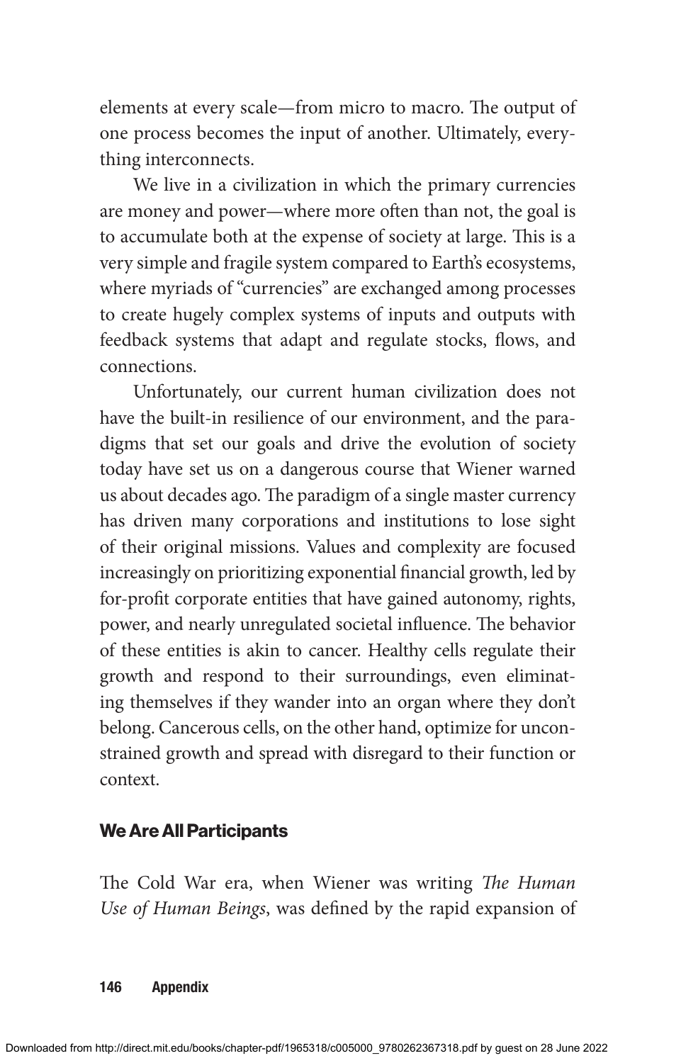elements at every scale—from micro to macro. The output of one process becomes the input of another. Ultimately, everything interconnects.

We live in a civilization in which the primary currencies are money and power—where more often than not, the goal is to accumulate both at the expense of society at large. This is a very simple and fragile system compared to Earth's ecosystems, where myriads of "currencies" are exchanged among processes to create hugely complex systems of inputs and outputs with feedback systems that adapt and regulate stocks, flows, and connections.

Unfortunately, our current human civilization does not have the built-in resilience of our environment, and the paradigms that set our goals and drive the evolution of society today have set us on a dangerous course that Wiener warned us about decades ago. The paradigm of a single master currency has driven many corporations and institutions to lose sight of their original missions. Values and complexity are focused increasingly on prioritizing exponential financial growth, led by for-profit corporate entities that have gained autonomy, rights, power, and nearly unregulated societal influence. The behavior of these entities is akin to cancer. Healthy cells regulate their growth and respond to their surroundings, even eliminating themselves if they wander into an organ where they don't belong. Cancerous cells, on the other hand, optimize for unconstrained growth and spread with disregard to their function or context.

### We Are All Participants

The Cold War era, when Wiener was writing *The Human Use of Human Beings*, was defined by the rapid expansion of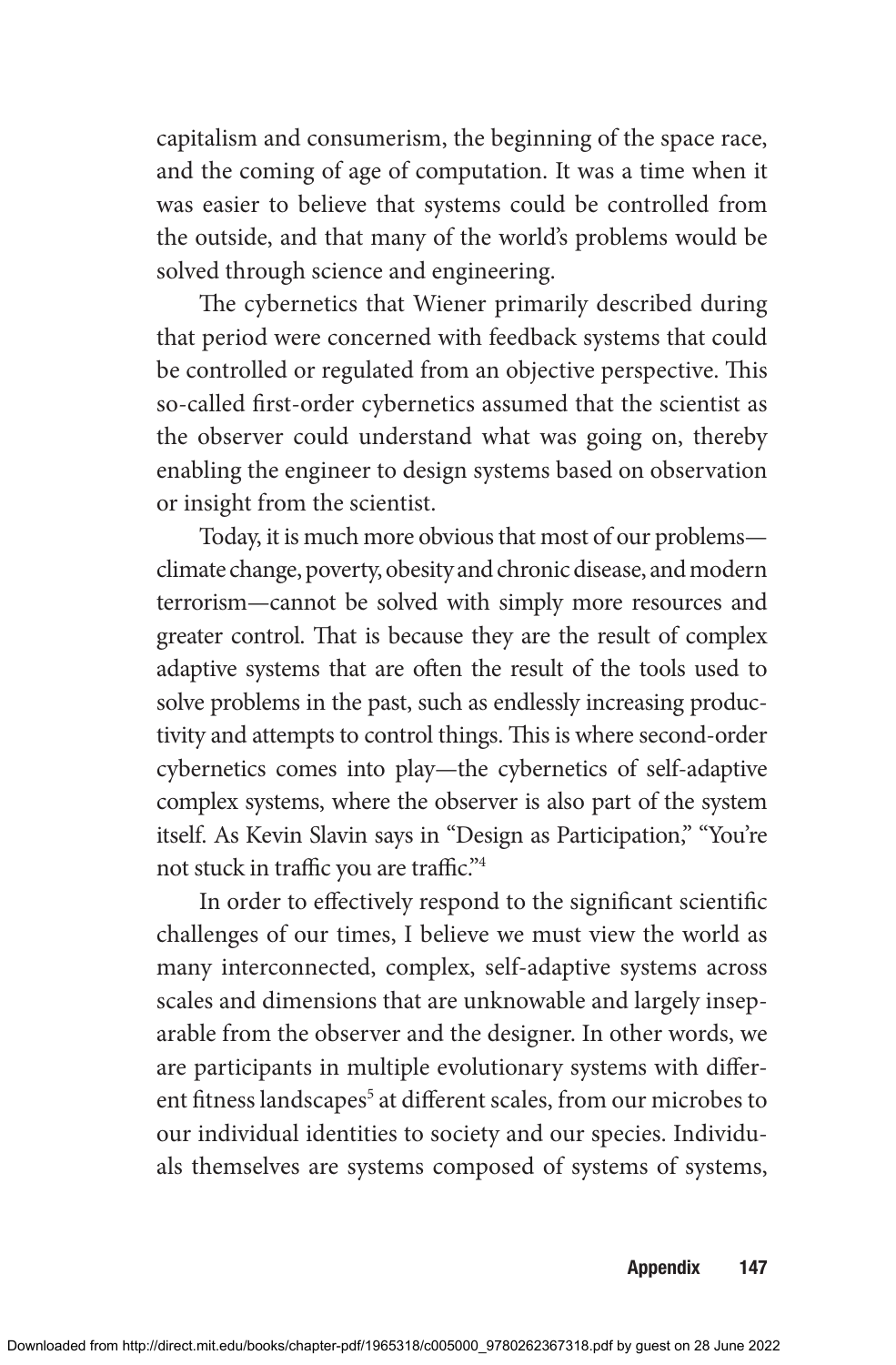capitalism and consumerism, the beginning of the space race, and the coming of age of computation. It was a time when it was easier to believe that systems could be controlled from the outside, and that many of the world's problems would be solved through science and engineering.

The cybernetics that Wiener primarily described during that period were concerned with feedback systems that could be controlled or regulated from an objective perspective. This so-called first-order cybernetics assumed that the scientist as the observer could understand what was going on, thereby enabling the engineer to design systems based on observation or insight from the scientist.

Today, it is much more obvious that most of our problems—climate change, poverty, obesity and chronic disease, and modern terrorism—cannot be solved with simply more resources and greater control. That is because they are the result of complex adaptive systems that are often the result of the tools used to solve problems in the past, such as endlessly increasing productivity and attempts to control things. This is where second-order cybernetics comes into play—the cybernetics of self-adaptive complex systems, where the observer is also part of the system itself. As Kevin Slavin says in "Design as Participation," "You're not stuck in traffic you are traffic."[4]

In order to effectively respond to the significant scientific challenges of our times, I believe we must view the world as many interconnected, complex, self-adaptive systems across scales and dimensions that are unknowable and largely inseparable from the observer and the designer. In other words, we are participants in multiple evolutionary systems with different fitness landscapes[5] at different scales, from our microbes to our individual identities to society and our species. Individuals themselves are systems composed of systems of systems,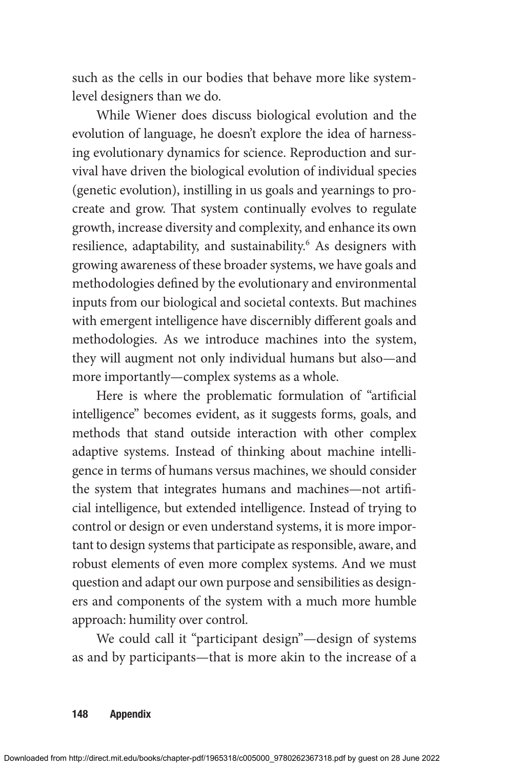such as the cells in our bodies that behave more like system-level designers than we do.

While Wiener does discuss biological evolution and the evolution of language, he doesn't explore the idea of harnessing evolutionary dynamics for science. Reproduction and survival have driven the biological evolution of individual species (genetic evolution), instilling in us goals and yearnings to procreate and grow. That system continually evolves to regulate growth, increase diversity and complexity, and enhance its own resilience, adaptability, and sustainability.[6] As designers with growing awareness of these broader systems, we have goals and methodologies defined by the evolutionary and environmental inputs from our biological and societal contexts. But machines with emergent intelligence have discernibly different goals and methodologies. As we introduce machines into the system, they will augment not only individual humans but also—and more importantly—complex systems as a whole.

Here is where the problematic formulation of "artificial intelligence" becomes evident, as it suggests forms, goals, and methods that stand outside interaction with other complex adaptive systems. Instead of thinking about machine intelligence in terms of humans versus machines, we should consider the system that integrates humans and machines—not artificial intelligence, but extended intelligence. Instead of trying to control or design or even understand systems, it is more important to design systems that participate as responsible, aware, and robust elements of even more complex systems. And we must question and adapt our own purpose and sensibilities as designers and components of the system with a much more humble approach: humility over control.

We could call it "participant design"—design of systems as and by participants—that is more akin to the increase of a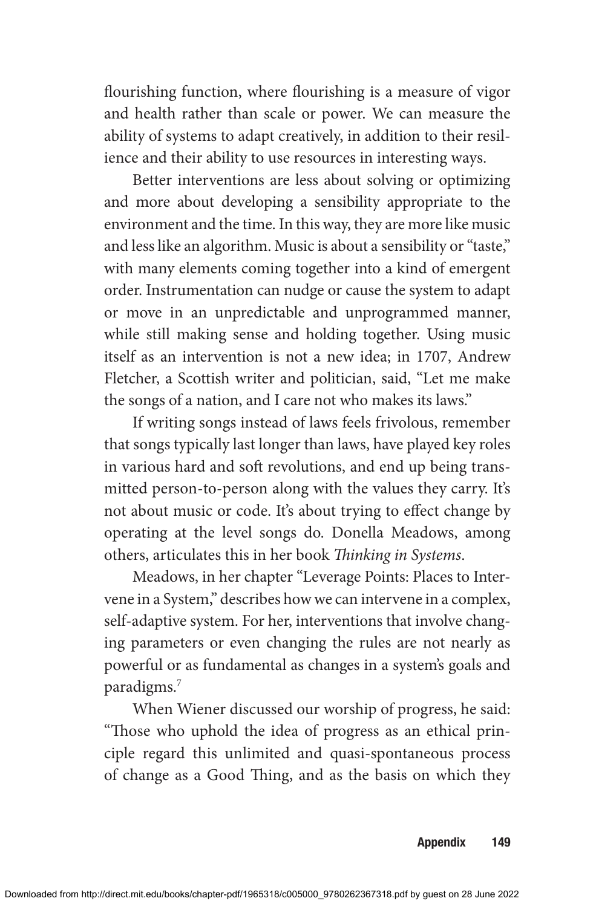flourishing function, where flourishing is a measure of vigor and health rather than scale or power. We can measure the ability of systems to adapt creatively, in addition to their resilience and their ability to use resources in interesting ways.

Better interventions are less about solving or optimizing and more about developing a sensibility appropriate to the environment and the time. In this way, they are more like music and less like an algorithm. Music is about a sensibility or "taste," with many elements coming together into a kind of emergent order. Instrumentation can nudge or cause the system to adapt or move in an unpredictable and unprogrammed manner, while still making sense and holding together. Using music itself as an intervention is not a new idea; in 1707, Andrew Fletcher, a Scottish writer and politician, said, "Let me make the songs of a nation, and I care not who makes its laws."

If writing songs instead of laws feels frivolous, remember that songs typically last longer than laws, have played key roles in various hard and soft revolutions, and end up being transmitted person-to-person along with the values they carry. It's not about music or code. It's about trying to effect change by operating at the level songs do. Donella Meadows, among others, articulates this in her book *Thinking in Systems*.

Meadows, in her chapter "Leverage Points: Places to Intervene in a System," describes how we can intervene in a complex, self-adaptive system. For her, interventions that involve changing parameters or even changing the rules are not nearly as powerful or as fundamental as changes in a system's goals and paradigms.[7]

When Wiener discussed our worship of progress, he said: "Those who uphold the idea of progress as an ethical principle regard this unlimited and quasi-spontaneous process of change as a Good Thing, and as the basis on which they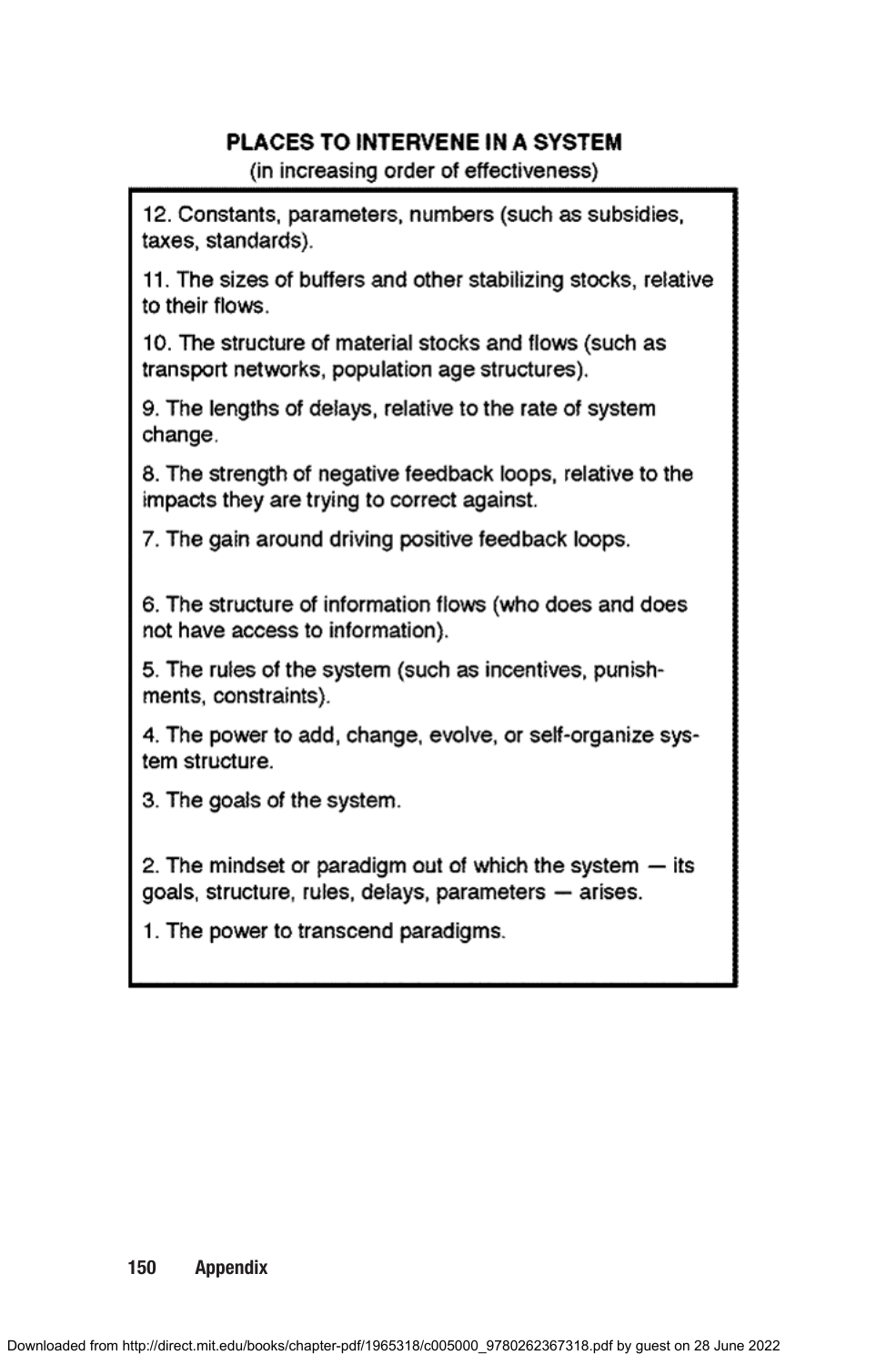## PLACES TO INTERVENE IN A SYSTEM

(in increasing order of effectiveness)

12. Constants, parameters, numbers (such as subsidies, taxes, standards).

11. The sizes of buffers and other stabilizing stocks, relative to their flows.

10. The structure of material stocks and flows (such as transport networks, population age structures).

9. The lengths of delays, relative to the rate of system change.

8. The strength of negative feedback loops, relative to the impacts they are trying to correct against.

7. The gain around driving positive feedback loops.

6. The structure of information flows (who does and does not have access to information).

5. The rules of the system (such as incentives, punishments, constraints).

4. The power to add, change, evolve, or self-organize system structure.

3. The goals of the system.

2. The mindset or paradigm out of which the system — its goals, structure, rules, delays, parameters — arises.

1. The power to transcend paradigms.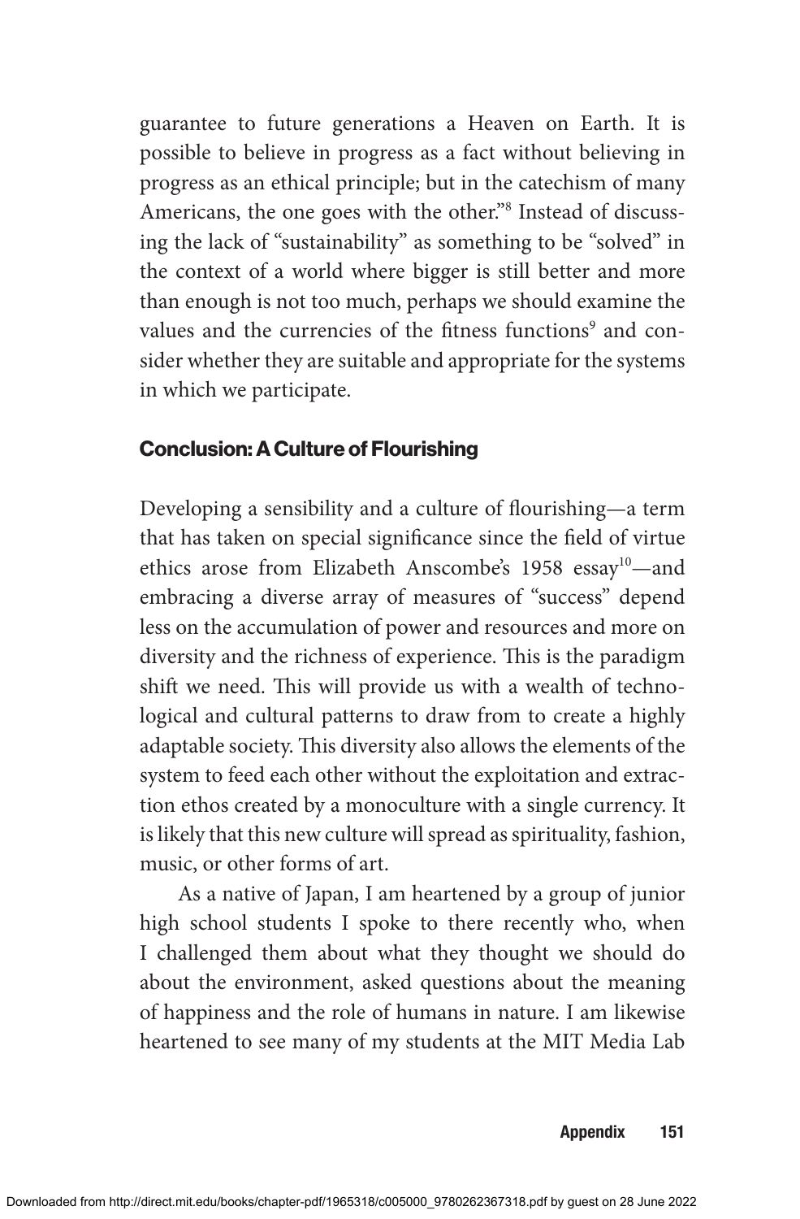guarantee to future generations a Heaven on Earth. It is possible to believe in progress as a fact without believing in progress as an ethical principle; but in the catechism of many Americans, the one goes with the other."[8] Instead of discussing the lack of "sustainability" as something to be "solved" in the context of a world where bigger is still better and more than enough is not too much, perhaps we should examine the values and the currencies of the fitness functions[9] and consider whether they are suitable and appropriate for the systems in which we participate.

### Conclusion: A Culture of Flourishing

Developing a sensibility and a culture of flourishing—a term that has taken on special significance since the field of virtue ethics arose from Elizabeth Anscombe's 1958 essay[10]—and embracing a diverse array of measures of "success" depend less on the accumulation of power and resources and more on diversity and the richness of experience. This is the paradigm shift we need. This will provide us with a wealth of technological and cultural patterns to draw from to create a highly adaptable society. This diversity also allows the elements of the system to feed each other without the exploitation and extraction ethos created by a monoculture with a single currency. It is likely that this new culture will spread as spirituality, fashion, music, or other forms of art.

As a native of Japan, I am heartened by a group of junior high school students I spoke to there recently who, when I challenged them about what they thought we should do about the environment, asked questions about the meaning of happiness and the role of humans in nature. I am likewise heartened to see many of my students at the MIT Media Lab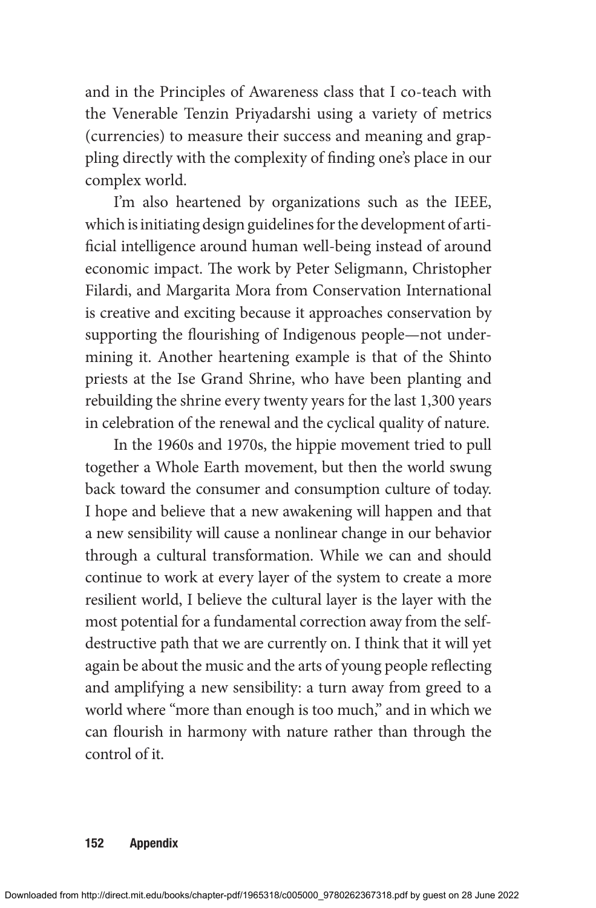and in the Principles of Awareness class that I co-teach with the Venerable Tenzin Priyadarshi using a variety of metrics (currencies) to measure their success and meaning and grappling directly with the complexity of finding one's place in our complex world.

I'm also heartened by organizations such as the IEEE, which is initiating design guidelines for the development of artificial intelligence around human well-being instead of around economic impact. The work by Peter Seligmann, Christopher Filardi, and Margarita Mora from Conservation International is creative and exciting because it approaches conservation by supporting the flourishing of Indigenous people—not undermining it. Another heartening example is that of the Shinto priests at the Ise Grand Shrine, who have been planting and rebuilding the shrine every twenty years for the last 1,300 years in celebration of the renewal and the cyclical quality of nature.

In the 1960s and 1970s, the hippie movement tried to pull together a Whole Earth movement, but then the world swung back toward the consumer and consumption culture of today. I hope and believe that a new awakening will happen and that a new sensibility will cause a nonlinear change in our behavior through a cultural transformation. While we can and should continue to work at every layer of the system to create a more resilient world, I believe the cultural layer is the layer with the most potential for a fundamental correction away from the self-destructive path that we are currently on. I think that it will yet again be about the music and the arts of young people reflecting and amplifying a new sensibility: a turn away from greed to a world where "more than enough is too much," and in which we can flourish in harmony with nature rather than through the control of it.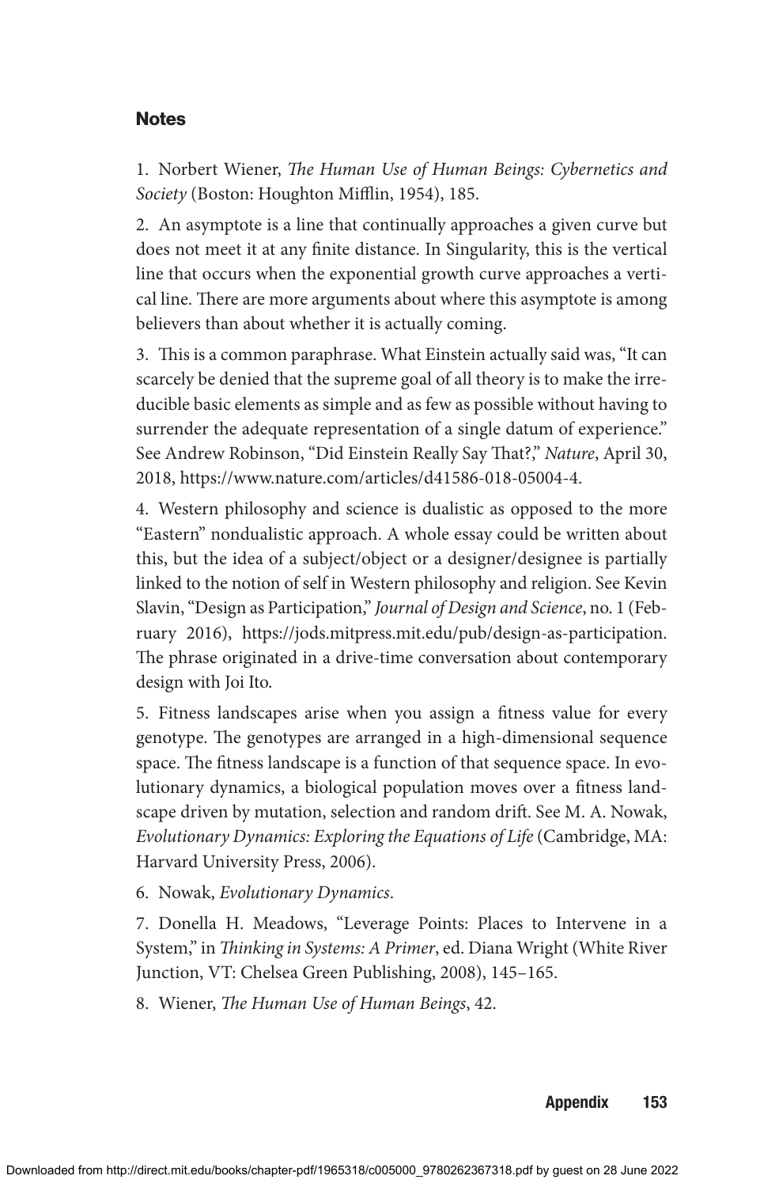## Notes

1. Norbert Wiener, *The Human Use of Human Beings: Cybernetics and Society* (Boston: Houghton Mifflin, 1954), 185.

2. An asymptote is a line that continually approaches a given curve but does not meet it at any finite distance. In Singularity, this is the vertical line that occurs when the exponential growth curve approaches a vertical line. There are more arguments about where this asymptote is among believers than about whether it is actually coming.

3. This is a common paraphrase. What Einstein actually said was, "It can scarcely be denied that the supreme goal of all theory is to make the irreducible basic elements as simple and as few as possible without having to surrender the adequate representation of a single datum of experience." See Andrew Robinson, "Did Einstein Really Say That?," *Nature*, April 30, 2018, https://www.nature.com/articles/d41586-018-05004-4.

4. Western philosophy and science is dualistic as opposed to the more "Eastern" nondualistic approach. A whole essay could be written about this, but the idea of a subject/object or a designer/designee is partially linked to the notion of self in Western philosophy and religion. See Kevin Slavin, "Design as Participation," *Journal of Design and Science*, no. 1 (February 2016), https://jods.mitpress.mit.edu/pub/design-as-participation. The phrase originated in a drive-time conversation about contemporary design with Joi Ito.

5. Fitness landscapes arise when you assign a fitness value for every genotype. The genotypes are arranged in a high-dimensional sequence space. The fitness landscape is a function of that sequence space. In evolutionary dynamics, a biological population moves over a fitness landscape driven by mutation, selection and random drift. See M. A. Nowak, *Evolutionary Dynamics: Exploring the Equations of Life* (Cambridge, MA: Harvard University Press, 2006).

6. Nowak, *Evolutionary Dynamics*.

7. Donella H. Meadows, "Leverage Points: Places to Intervene in a System," in *Thinking in Systems: A Primer*, ed. Diana Wright (White River Junction, VT: Chelsea Green Publishing, 2008), 145–165.

8. Wiener, *The Human Use of Human Beings*, 42.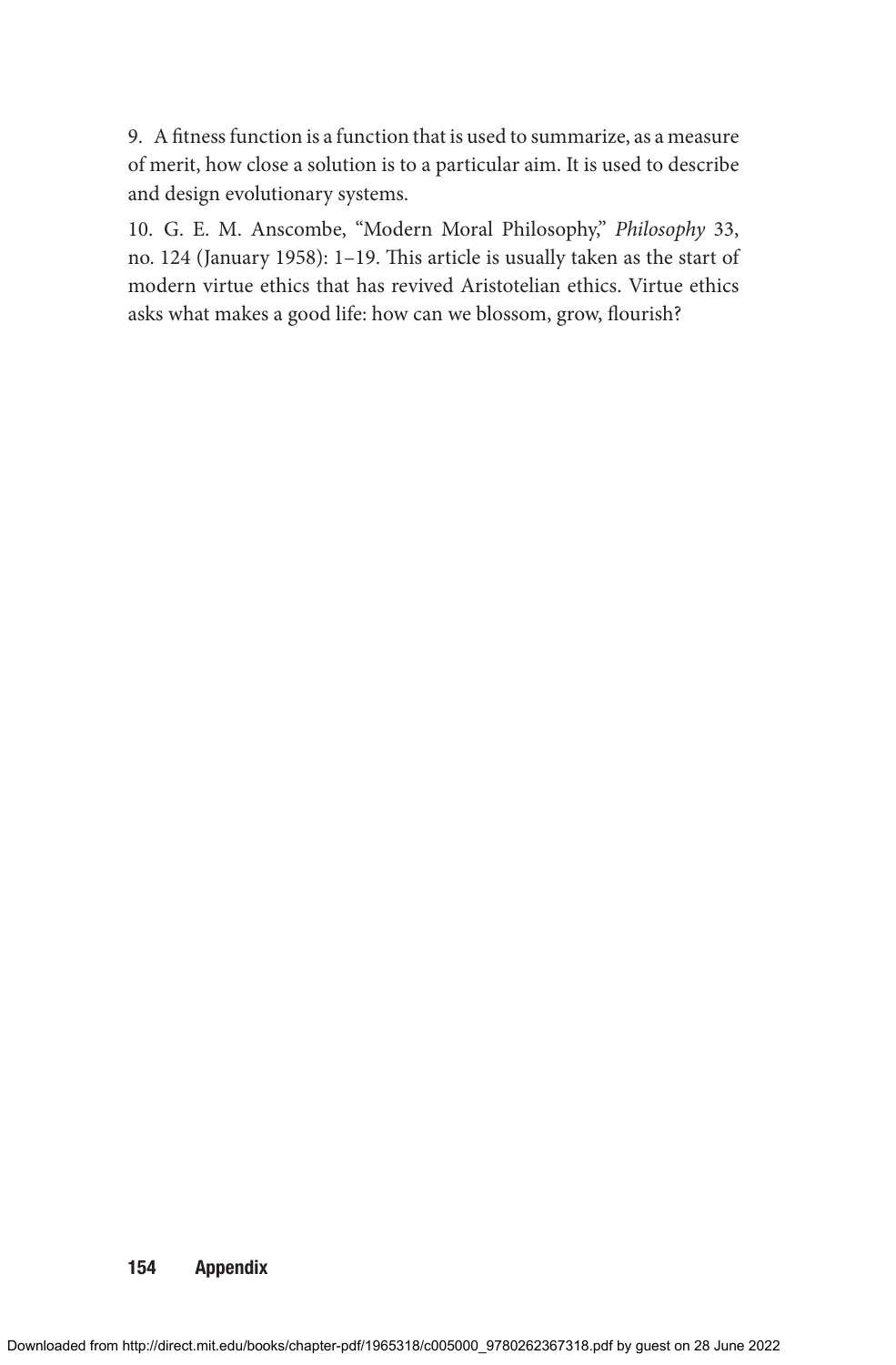9. A fitness function is a function that is used to summarize, as a measure of merit, how close a solution is to a particular aim. It is used to describe and design evolutionary systems.

10. G. E. M. Anscombe, "Modern Moral Philosophy," *Philosophy* 33, no. 124 (January 1958): 1–19. This article is usually taken as the start of modern virtue ethics that has revived Aristotelian ethics. Virtue ethics asks what makes a good life: how can we blossom, grow, flourish?